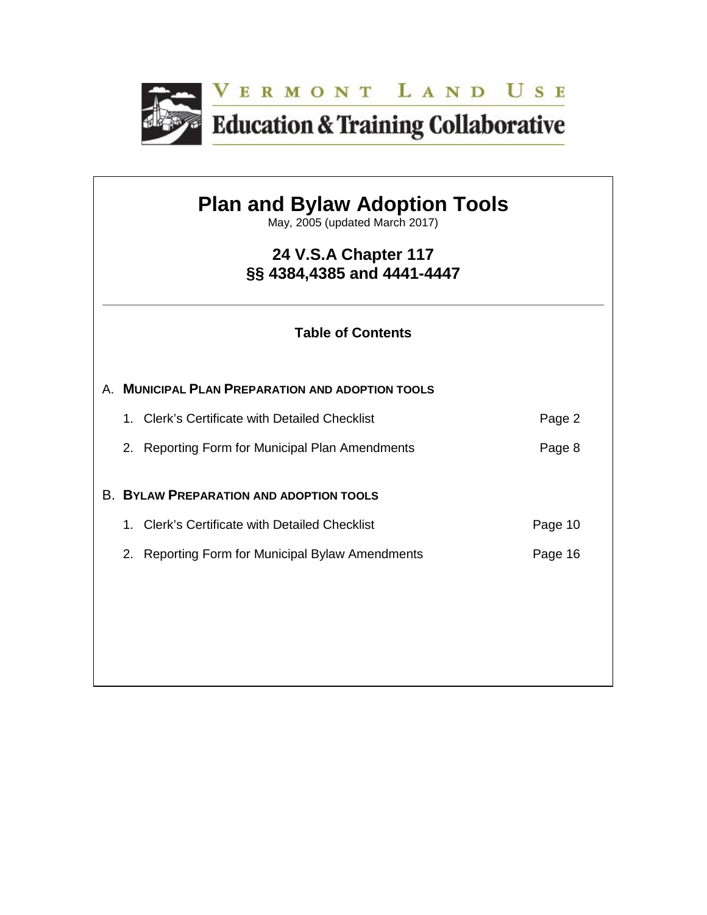VERMONT LAND USE

Education & Training Collaborative

# Plan and Bylaw Adoption Tools

May, 2005 (updated March 2017)

## 24 V.S.A Chapter 117
## §§ 4384,4385 and 4441-4447

---

### Table of Contents

A. **MUNICIPAL PLAN PREPARATION AND ADOPTION TOOLS**

| | |
|---|---|
| 1. Clerk's Certificate with Detailed Checklist | Page 2 |
| 2. Reporting Form for Municipal Plan Amendments | Page 8 |

B. **BYLAW PREPARATION AND ADOPTION TOOLS**

| | |
|---|---|
| 1. Clerk's Certificate with Detailed Checklist | Page 10 |
| 2. Reporting Form for Municipal Bylaw Amendments | Page 16 |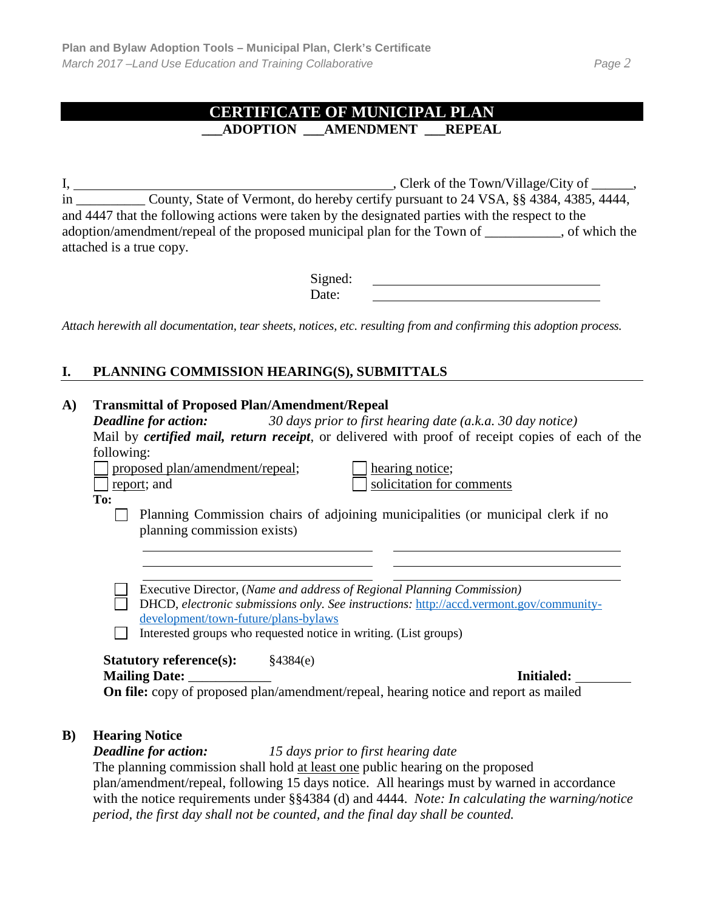# CERTIFICATE OF MUNICIPAL PLAN

**___ADOPTION ___AMENDMENT ___REPEAL**

I, ______________________________________________, Clerk of the Town/Village/City of ______, in __________ County, State of Vermont, do hereby certify pursuant to 24 VSA, §§ 4384, 4385, 4444, and 4447 that the following actions were taken by the designated parties with the respect to the adoption/amendment/repeal of the proposed municipal plan for the Town of ___________, of which the attached is a true copy.

Signed: ________________________________

Date: ________________________________

*Attach herewith all documentation, tear sheets, notices, etc. resulting from and confirming this adoption process.*

## I. PLANNING COMMISSION HEARING(S), SUBMITTALS

### A) Transmittal of Proposed Plan/Amendment/Repeal

***Deadline for action:*** *30 days prior to first hearing date (a.k.a. 30 day notice)*

Mail by ***certified mail, return receipt***, or delivered with proof of receipt copies of each of the following:

- ☐ proposed plan/amendment/repeal;
- ☐ report; and
- ☐ hearing notice;
- ☐ solicitation for comments

**To:**

- ☐ Planning Commission chairs of adjoining municipalities (or municipal clerk if no planning commission exists)

  ________________________________ ________________________________

  ________________________________ ________________________________

  ________________________________ ________________________________

- ☐ Executive Director, (*Name and address of Regional Planning Commission)*
- ☐ DHCD, *electronic submissions only. See instructions:* http://accd.vermont.gov/community-development/town-future/plans-bylaws
- ☐ Interested groups who requested notice in writing. (List groups)

**Statutory reference(s):** §4384(e)

**Mailing Date:** ____________ **Initialed:** ________

**On file:** copy of proposed plan/amendment/repeal, hearing notice and report as mailed

### B) Hearing Notice

***Deadline for action:*** *15 days prior to first hearing date*

The planning commission shall hold at least one public hearing on the proposed plan/amendment/repeal, following 15 days notice. All hearings must by warned in accordance with the notice requirements under §§4384 (d) and 4444. *Note: In calculating the warning/notice period, the first day shall not be counted, and the final day shall be counted.*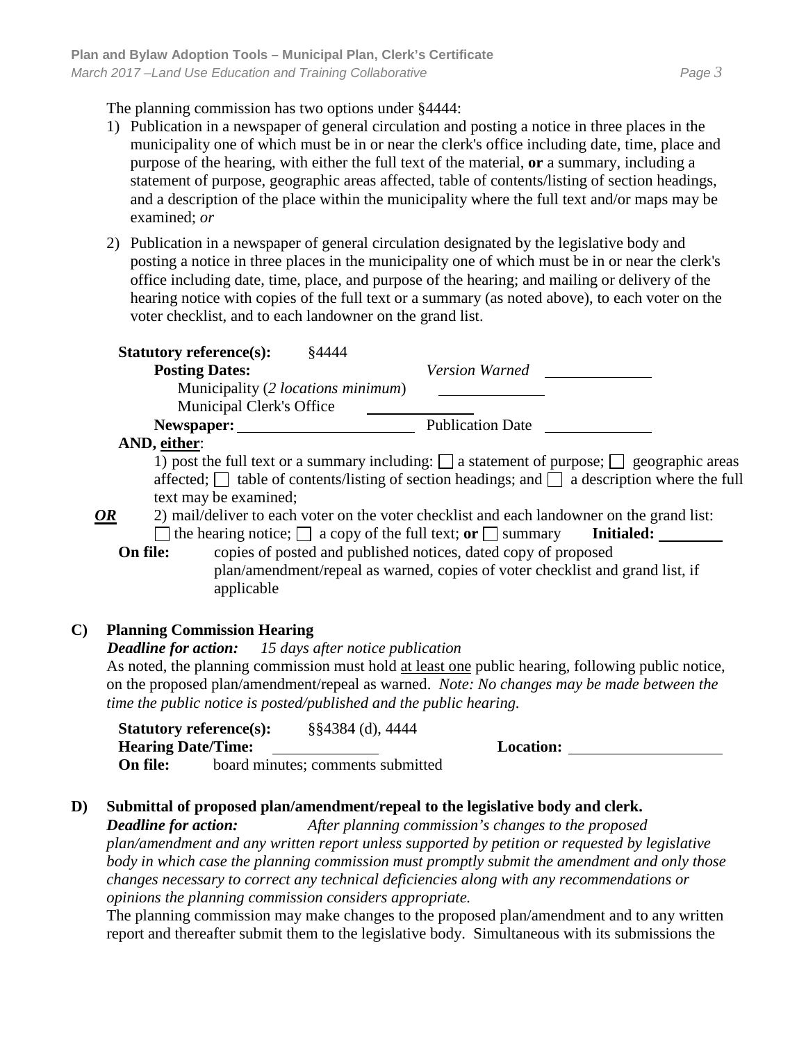The planning commission has two options under §4444:

1) Publication in a newspaper of general circulation and posting a notice in three places in the municipality one of which must be in or near the clerk's office including date, time, place and purpose of the hearing, with either the full text of the material, **or** a summary, including a statement of purpose, geographic areas affected, table of contents/listing of section headings, and a description of the place within the municipality where the full text and/or maps may be examined; *or*

2) Publication in a newspaper of general circulation designated by the legislative body and posting a notice in three places in the municipality one of which must be in or near the clerk's office including date, time, place, and purpose of the hearing; and mailing or delivery of the hearing notice with copies of the full text or a summary (as noted above), to each voter on the voter checklist, and to each landowner on the grand list.

**Statutory reference(s):** §4444

**Posting Dates:** *Version Warned* ____________

Municipality (*2 locations minimum*) ____________

Municipal Clerk's Office ____________

**Newspaper:** ____________________ Publication Date ____________

**AND, <u>either</u>**:

1) post the full text or a summary including: ☐ a statement of purpose; ☐ geographic areas affected; ☐ table of contents/listing of section headings; and ☐ a description where the full text may be examined;

***<u>OR</u>*** 2) mail/deliver to each voter on the voter checklist and each landowner on the grand list: ☐ the hearing notice; ☐ a copy of the full text; **or** ☐ summary **Initialed:** ________

**On file:** copies of posted and published notices, dated copy of proposed plan/amendment/repeal as warned, copies of voter checklist and grand list, if applicable

## C) Planning Commission Hearing

***Deadline for action:*** *15 days after notice publication*

As noted, the planning commission must hold <u>at least one</u> public hearing, following public notice, on the proposed plan/amendment/repeal as warned. *Note: No changes may be made between the time the public notice is posted/published and the public hearing.*

**Statutory reference(s):** §§4384 (d), 4444

**Hearing Date/Time:** ____________ **Location:** ____________________

**On file:** board minutes; comments submitted

## D) Submittal of proposed plan/amendment/repeal to the legislative body and clerk.

***Deadline for action:*** *After planning commission's changes to the proposed plan/amendment and any written report unless supported by petition or requested by legislative body in which case the planning commission must promptly submit the amendment and only those changes necessary to correct any technical deficiencies along with any recommendations or opinions the planning commission considers appropriate.*

The planning commission may make changes to the proposed plan/amendment and to any written report and thereafter submit them to the legislative body. Simultaneous with its submissions the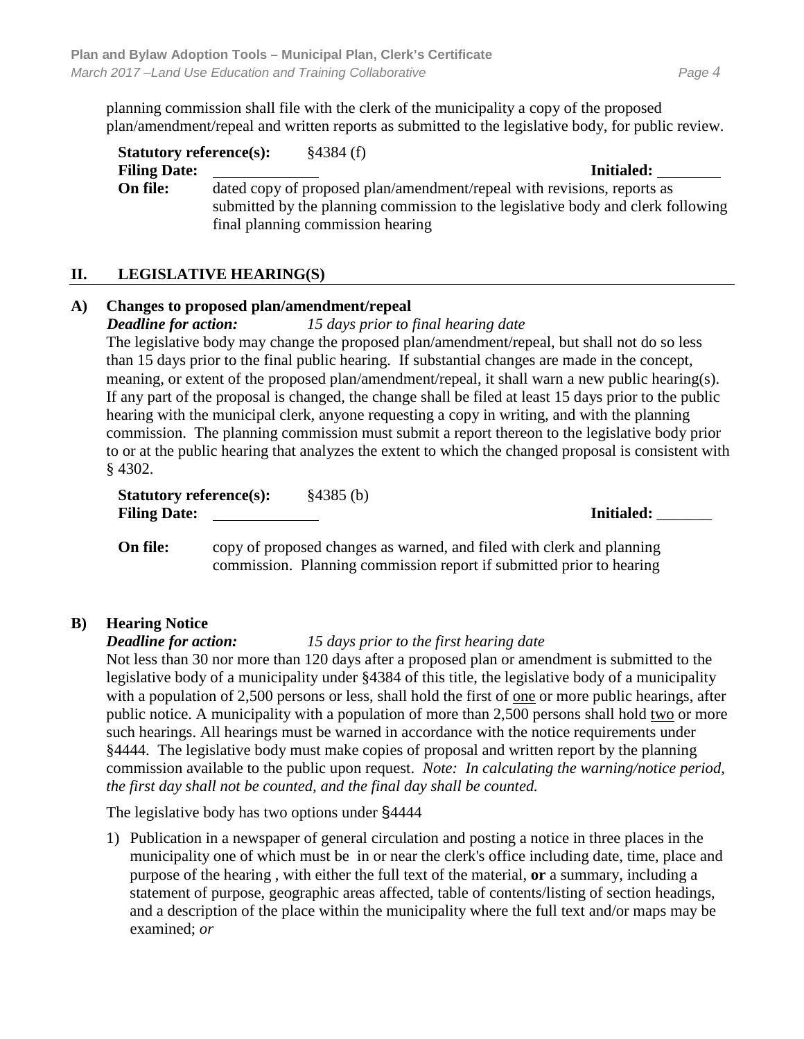planning commission shall file with the clerk of the municipality a copy of the proposed plan/amendment/repeal and written reports as submitted to the legislative body, for public review.

**Statutory reference(s):** §4384 (f)
**Filing Date:** ____________ **Initialed:** ________
**On file:** dated copy of proposed plan/amendment/repeal with revisions, reports as submitted by the planning commission to the legislative body and clerk following final planning commission hearing

## II. LEGISLATIVE HEARING(S)

### A) Changes to proposed plan/amendment/repeal

***Deadline for action:*** *15 days prior to final hearing date*

The legislative body may change the proposed plan/amendment/repeal, but shall not do so less than 15 days prior to the final public hearing. If substantial changes are made in the concept, meaning, or extent of the proposed plan/amendment/repeal, it shall warn a new public hearing(s). If any part of the proposal is changed, the change shall be filed at least 15 days prior to the public hearing with the municipal clerk, anyone requesting a copy in writing, and with the planning commission. The planning commission must submit a report thereon to the legislative body prior to or at the public hearing that analyzes the extent to which the changed proposal is consistent with § 4302.

**Statutory reference(s):** §4385 (b)
**Filing Date:** ____________ **Initialed:** _______

**On file:** copy of proposed changes as warned, and filed with clerk and planning commission. Planning commission report if submitted prior to hearing

### B) Hearing Notice

***Deadline for action:*** *15 days prior to the first hearing date*

Not less than 30 nor more than 120 days after a proposed plan or amendment is submitted to the legislative body of a municipality under §4384 of this title, the legislative body of a municipality with a population of 2,500 persons or less, shall hold the first of <u>one</u> or more public hearings, after public notice. A municipality with a population of more than 2,500 persons shall hold <u>two</u> or more such hearings. All hearings must be warned in accordance with the notice requirements under §4444. The legislative body must make copies of proposal and written report by the planning commission available to the public upon request. *Note: In calculating the warning/notice period, the first day shall not be counted, and the final day shall be counted.*

The legislative body has two options under §4444

1) Publication in a newspaper of general circulation and posting a notice in three places in the municipality one of which must be in or near the clerk's office including date, time, place and purpose of the hearing , with either the full text of the material, **or** a summary, including a statement of purpose, geographic areas affected, table of contents/listing of section headings, and a description of the place within the municipality where the full text and/or maps may be examined; *or*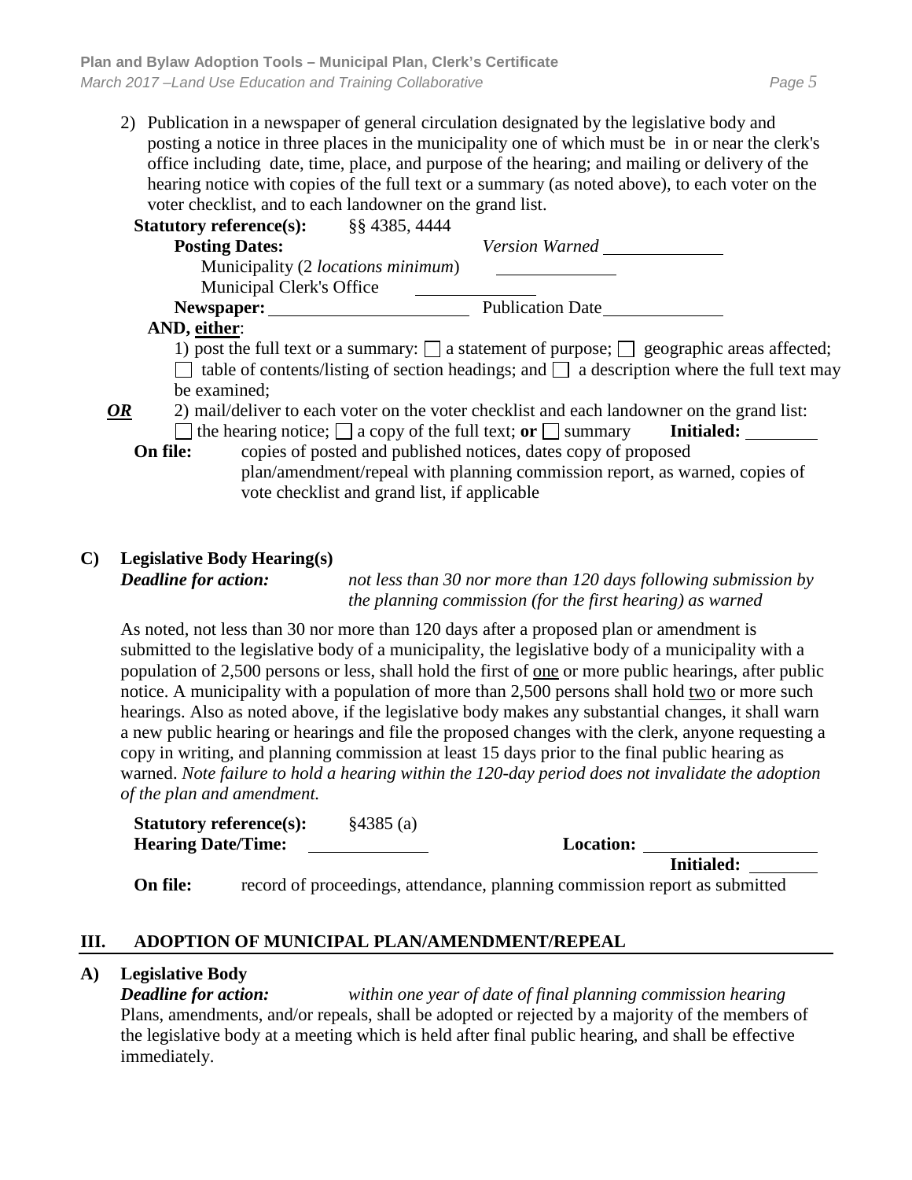2) Publication in a newspaper of general circulation designated by the legislative body and posting a notice in three places in the municipality one of which must be in or near the clerk's office including date, time, place, and purpose of the hearing; and mailing or delivery of the hearing notice with copies of the full text or a summary (as noted above), to each voter on the voter checklist, and to each landowner on the grand list.

**Statutory reference(s):** §§ 4385, 4444

**Posting Dates:** *Version Warned* ____________

Municipality (2 *locations minimum*) ____________

Municipal Clerk's Office ____________

**Newspaper:** ____________________ Publication Date ____________

**AND, <u>either</u>:**

1) post the full text or a summary: ☐ a statement of purpose; ☐ geographic areas affected; ☐ table of contents/listing of section headings; and ☐ a description where the full text may be examined;

***<u>OR</u>*** 2) mail/deliver to each voter on the voter checklist and each landowner on the grand list: ☐ the hearing notice; ☐ a copy of the full text; **or** ☐ summary **Initialed:** ________

**On file:** copies of posted and published notices, dates copy of proposed plan/amendment/repeal with planning commission report, as warned, copies of vote checklist and grand list, if applicable

## C) Legislative Body Hearing(s)

***Deadline for action:*** *not less than 30 nor more than 120 days following submission by the planning commission (for the first hearing) as warned*

As noted, not less than 30 nor more than 120 days after a proposed plan or amendment is submitted to the legislative body of a municipality, the legislative body of a municipality with a population of 2,500 persons or less, shall hold the first of <u>one</u> or more public hearings, after public notice. A municipality with a population of more than 2,500 persons shall hold <u>two</u> or more such hearings. Also as noted above, if the legislative body makes any substantial changes, it shall warn a new public hearing or hearings and file the proposed changes with the clerk, anyone requesting a copy in writing, and planning commission at least 15 days prior to the final public hearing as warned. *Note failure to hold a hearing within the 120-day period does not invalidate the adoption of the plan and amendment.*

**Statutory reference(s):** §4385 (a)

**Hearing Date/Time:** ____________ **Location:** ________________

**Initialed:** ________

**On file:** record of proceedings, attendance, planning commission report as submitted

# III. ADOPTION OF MUNICIPAL PLAN/AMENDMENT/REPEAL

## A) Legislative Body

***Deadline for action:*** *within one year of date of final planning commission hearing*

Plans, amendments, and/or repeals, shall be adopted or rejected by a majority of the members of the legislative body at a meeting which is held after final public hearing, and shall be effective immediately.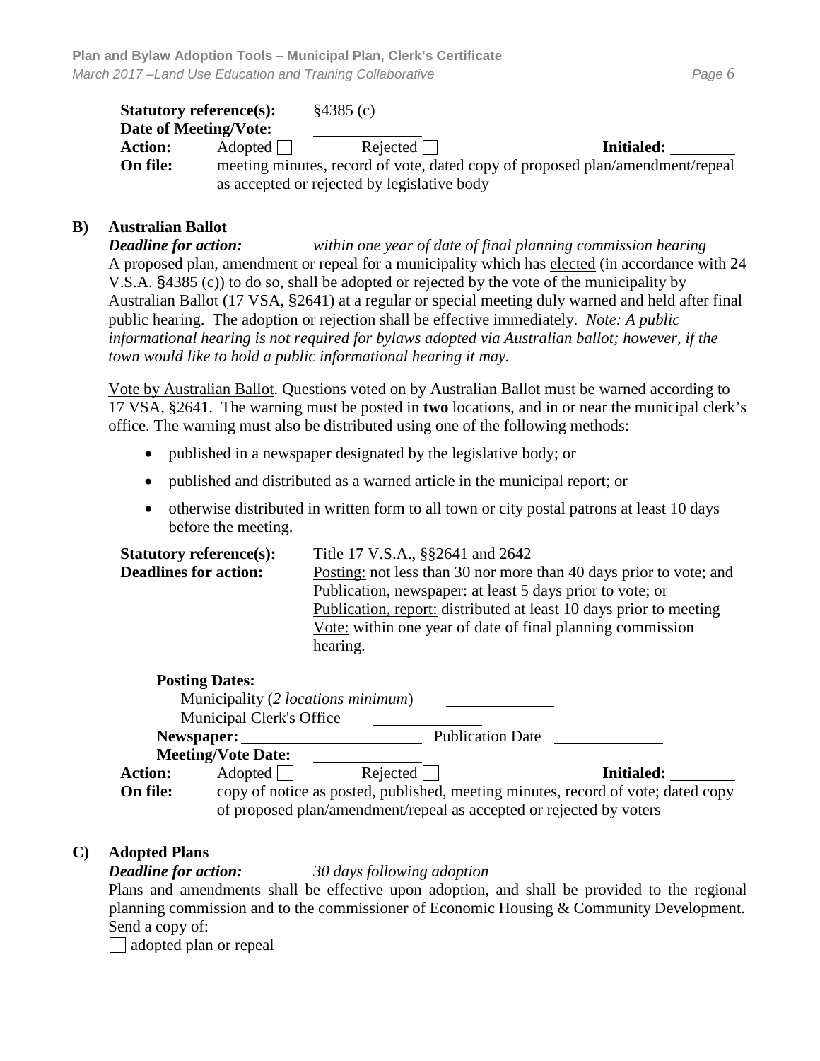**Statutory reference(s):** §4385 (c)

**Date of Meeting/Vote:** ____________

**Action:** Adopted ☐ Rejected ☐ **Initialed:** ________

**On file:** meeting minutes, record of vote, dated copy of proposed plan/amendment/repeal as accepted or rejected by legislative body

## B) Australian Ballot

***Deadline for action:*** *within one year of date of final planning commission hearing*

A proposed plan, amendment or repeal for a municipality which has elected (in accordance with 24 V.S.A. §4385 (c)) to do so, shall be adopted or rejected by the vote of the municipality by Australian Ballot (17 VSA, §2641) at a regular or special meeting duly warned and held after final public hearing. The adoption or rejection shall be effective immediately. *Note: A public informational hearing is not required for bylaws adopted via Australian ballot; however, if the town would like to hold a public informational hearing it may.*

Vote by Australian Ballot. Questions voted on by Australian Ballot must be warned according to 17 VSA, §2641. The warning must be posted in **two** locations, and in or near the municipal clerk's office. The warning must also be distributed using one of the following methods:

- published in a newspaper designated by the legislative body; or
- published and distributed as a warned article in the municipal report; or
- otherwise distributed in written form to all town or city postal patrons at least 10 days before the meeting.

**Statutory reference(s):** Title 17 V.S.A., §§2641 and 2642

**Deadlines for action:** Posting: not less than 30 nor more than 40 days prior to vote; and Publication, newspaper: at least 5 days prior to vote; or Publication, report: distributed at least 10 days prior to meeting Vote: within one year of date of final planning commission hearing.

**Posting Dates:**

Municipality (*2 locations minimum*) ____________

Municipal Clerk's Office ____________

**Newspaper:** ____________________ Publication Date ____________

**Meeting/Vote Date:** ____________

**Action:** Adopted ☐ Rejected ☐ **Initialed:** ________

**On file:** copy of notice as posted, published, meeting minutes, record of vote; dated copy of proposed plan/amendment/repeal as accepted or rejected by voters

## C) Adopted Plans

***Deadline for action:*** *30 days following adoption*

Plans and amendments shall be effective upon adoption, and shall be provided to the regional planning commission and to the commissioner of Economic Housing & Community Development. Send a copy of:

☐ adopted plan or repeal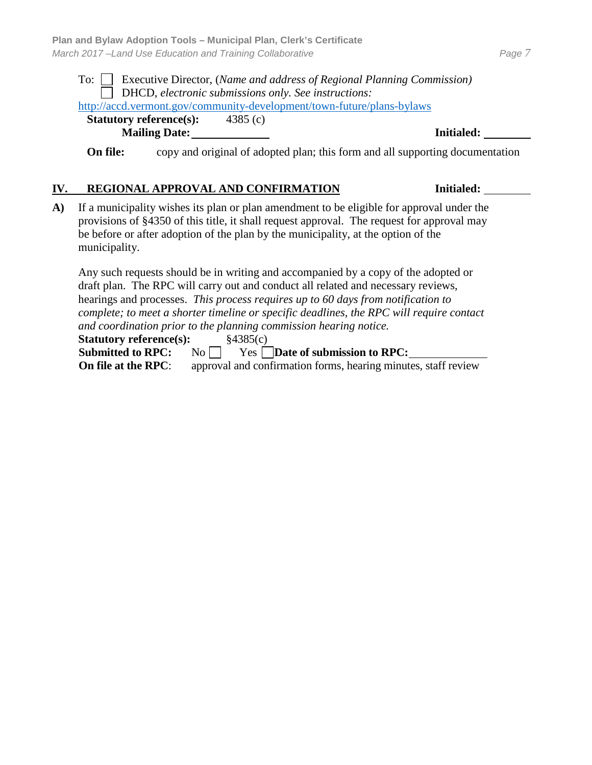To: ☐ Executive Director, (*Name and address of Regional Planning Commission)*
☐ DHCD, *electronic submissions only. See instructions:*
http://accd.vermont.gov/community-development/town-future/plans-bylaws

**Statutory reference(s):** 4385 (c)

**Mailing Date:** \_\_\_\_\_\_\_\_\_\_\_\_ **Initialed:** \_\_\_\_\_\_\_\_

**On file:** copy and original of adopted plan; this form and all supporting documentation

## IV. REGIONAL APPROVAL AND CONFIRMATION

**Initialed:** \_\_\_\_\_\_\_\_

**A)** If a municipality wishes its plan or plan amendment to be eligible for approval under the provisions of §4350 of this title, it shall request approval. The request for approval may be before or after adoption of the plan by the municipality, at the option of the municipality.

Any such requests should be in writing and accompanied by a copy of the adopted or draft plan. The RPC will carry out and conduct all related and necessary reviews, hearings and processes. *This process requires up to 60 days from notification to complete; to meet a shorter timeline or specific deadlines, the RPC will require contact and coordination prior to the planning commission hearing notice.*

**Statutory reference(s):** §4385(c)

**Submitted to RPC:** No ☐ Yes ☐ **Date of submission to RPC:** \_\_\_\_\_\_\_\_\_\_\_\_

**On file at the RPC**: approval and confirmation forms, hearing minutes, staff review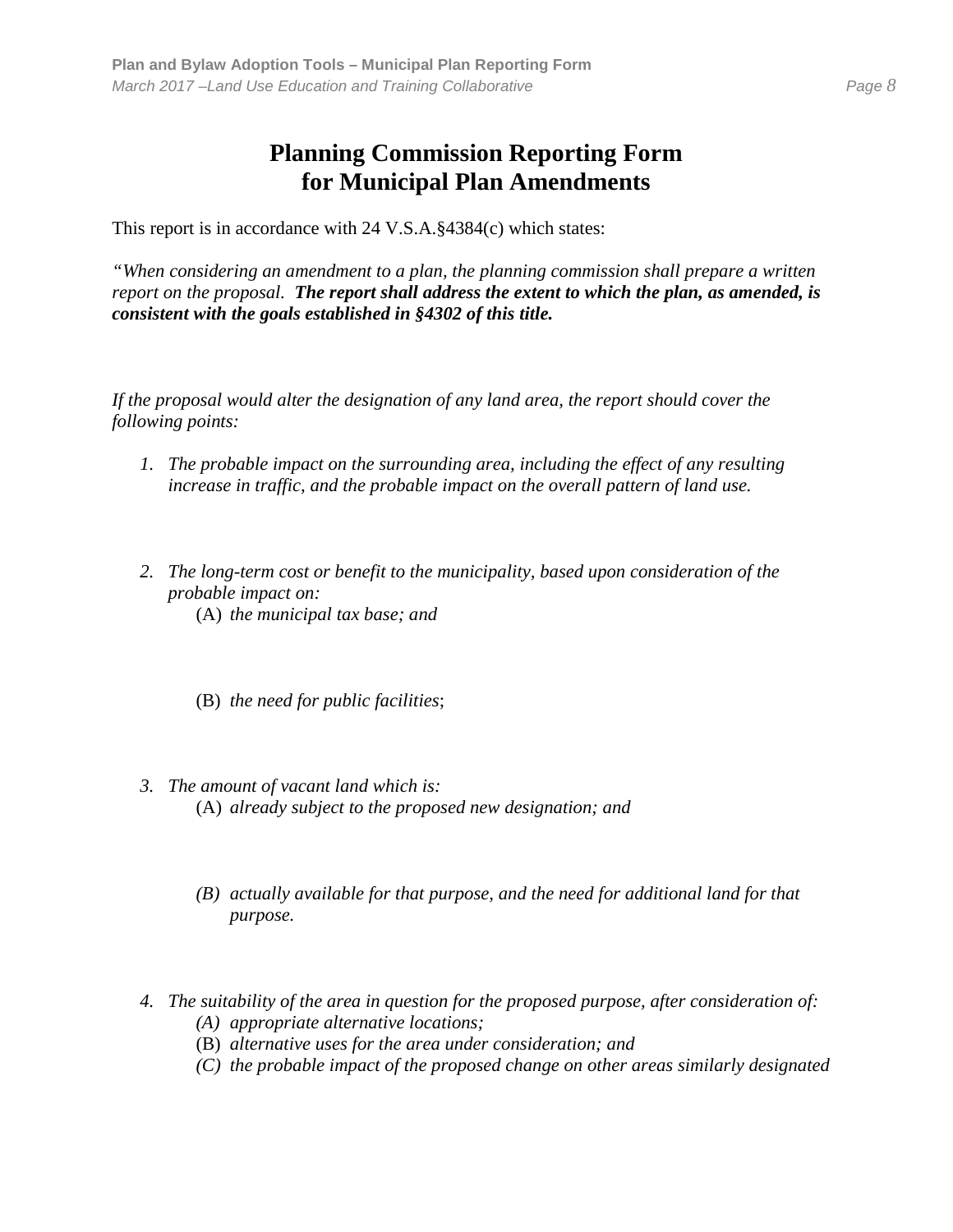# Planning Commission Reporting Form for Municipal Plan Amendments

This report is in accordance with 24 V.S.A.§4384(c) which states:

*"When considering an amendment to a plan, the planning commission shall prepare a written report on the proposal. **The report shall address the extent to which the plan, as amended, is consistent with the goals established in §4302 of this title.***

*If the proposal would alter the designation of any land area, the report should cover the following points:*

1. *The probable impact on the surrounding area, including the effect of any resulting increase in traffic, and the probable impact on the overall pattern of land use.*

2. *The long-term cost or benefit to the municipality, based upon consideration of the probable impact on:*
   (A) *the municipal tax base; and*

   (B) *the need for public facilities*;

3. *The amount of vacant land which is:*
   (A) *already subject to the proposed new designation; and*

   *(B) actually available for that purpose, and the need for additional land for that purpose.*

4. *The suitability of the area in question for the proposed purpose, after consideration of:*
   *(A) appropriate alternative locations;*
   (B) *alternative uses for the area under consideration; and*
   *(C) the probable impact of the proposed change on other areas similarly designated*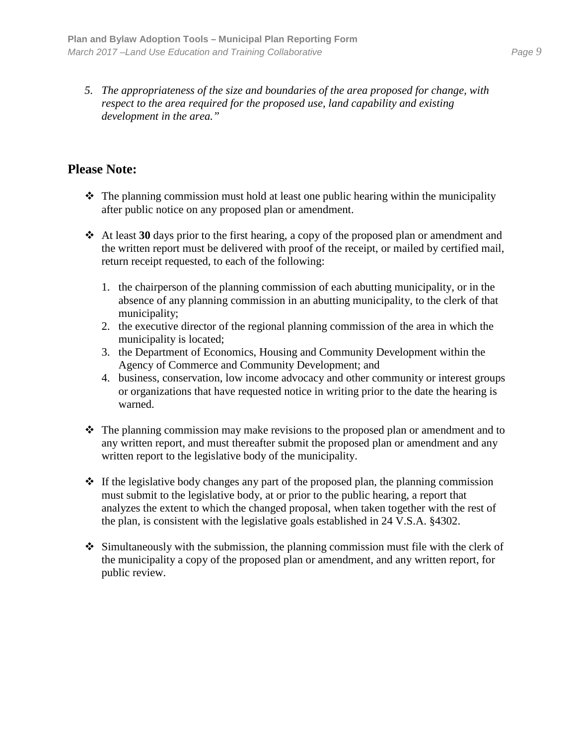5. *The appropriateness of the size and boundaries of the area proposed for change, with respect to the area required for the proposed use, land capability and existing development in the area."*

## Please Note:

- The planning commission must hold at least one public hearing within the municipality after public notice on any proposed plan or amendment.

- At least **30** days prior to the first hearing, a copy of the proposed plan or amendment and the written report must be delivered with proof of the receipt, or mailed by certified mail, return receipt requested, to each of the following:

    1. the chairperson of the planning commission of each abutting municipality, or in the absence of any planning commission in an abutting municipality, to the clerk of that municipality;
    2. the executive director of the regional planning commission of the area in which the municipality is located;
    3. the Department of Economics, Housing and Community Development within the Agency of Commerce and Community Development; and
    4. business, conservation, low income advocacy and other community or interest groups or organizations that have requested notice in writing prior to the date the hearing is warned.

- The planning commission may make revisions to the proposed plan or amendment and to any written report, and must thereafter submit the proposed plan or amendment and any written report to the legislative body of the municipality.

- If the legislative body changes any part of the proposed plan, the planning commission must submit to the legislative body, at or prior to the public hearing, a report that analyzes the extent to which the changed proposal, when taken together with the rest of the plan, is consistent with the legislative goals established in 24 V.S.A. §4302.

- Simultaneously with the submission, the planning commission must file with the clerk of the municipality a copy of the proposed plan or amendment, and any written report, for public review.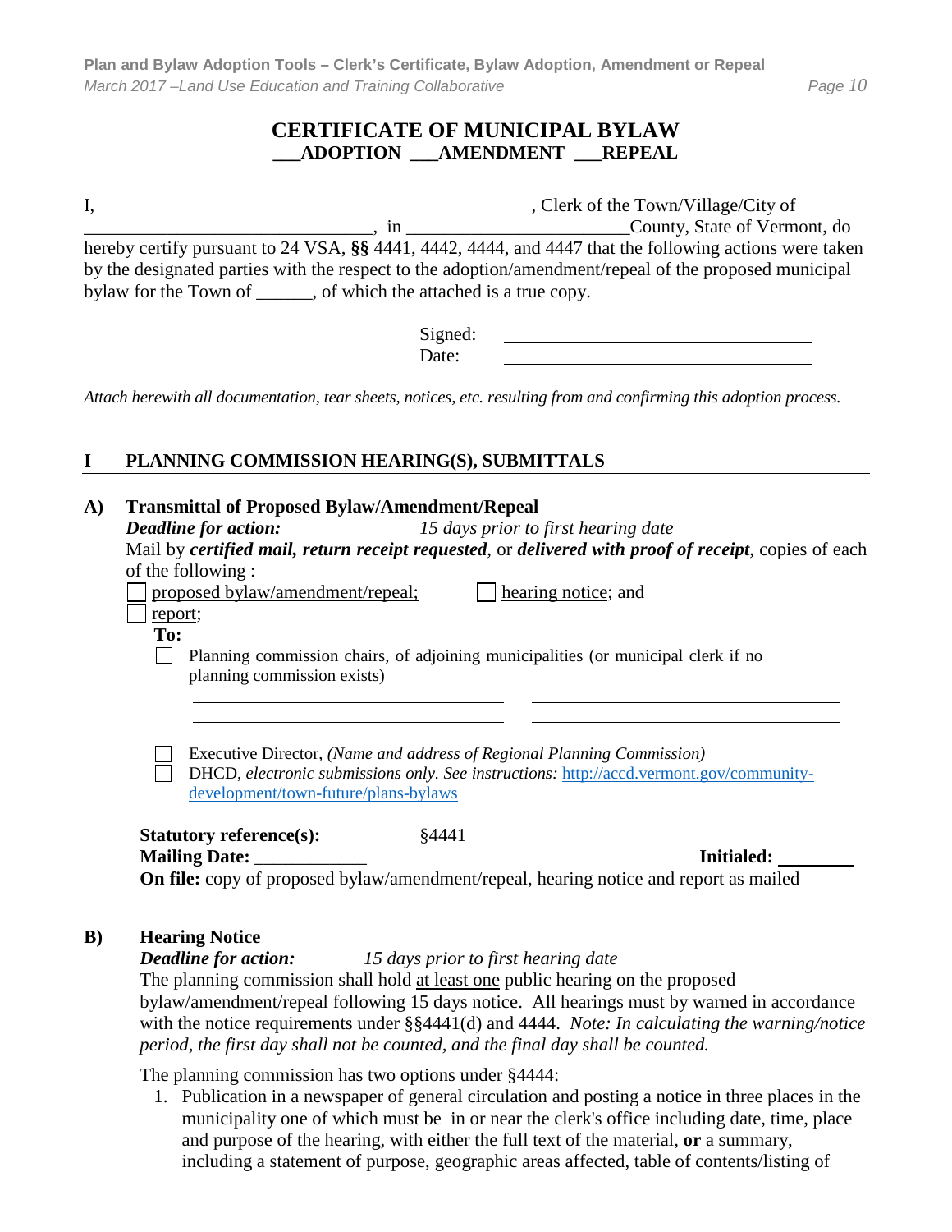# CERTIFICATE OF MUNICIPAL BYLAW
## ___ADOPTION ___AMENDMENT ___REPEAL

I, ______________________________________________, Clerk of the Town/Village/City of ______________________________, in ________________________County, State of Vermont, do hereby certify pursuant to 24 VSA, **§§** 4441, 4442, 4444, and 4447 that the following actions were taken by the designated parties with the respect to the adoption/amendment/repeal of the proposed municipal bylaw for the Town of ______, of which the attached is a true copy.

Signed: ________________________________

Date: ________________________________

*Attach herewith all documentation, tear sheets, notices, etc. resulting from and confirming this adoption process.*

## I PLANNING COMMISSION HEARING(S), SUBMITTALS

**A) Transmittal of Proposed Bylaw/Amendment/Repeal**

***Deadline for action:*** *15 days prior to first hearing date*

Mail by ***certified mail, return receipt requested***, or ***delivered with proof of receipt***, copies of each of the following :

- ☐ proposed bylaw/amendment/repeal;
- ☐ hearing notice; and
- ☐ report;

**To:**

- ☐ Planning commission chairs, of adjoining municipalities (or municipal clerk if no planning commission exists)

  ________________________________ ________________________________
  ________________________________ ________________________________
  ________________________________ ________________________________

- ☐ Executive Director, *(Name and address of Regional Planning Commission)*
- ☐ DHCD, *electronic submissions only. See instructions:* http://accd.vermont.gov/community-development/town-future/plans-bylaws

**Statutory reference(s):** §4441

**Mailing Date:** ____________ **Initialed:** ________

**On file:** copy of proposed bylaw/amendment/repeal, hearing notice and report as mailed

**B) Hearing Notice**

***Deadline for action:*** *15 days prior to first hearing date*

The planning commission shall hold at least one public hearing on the proposed bylaw/amendment/repeal following 15 days notice. All hearings must by warned in accordance with the notice requirements under §§4441(d) and 4444. *Note: In calculating the warning/notice period, the first day shall not be counted, and the final day shall be counted.*

The planning commission has two options under §4444:

1. Publication in a newspaper of general circulation and posting a notice in three places in the municipality one of which must be in or near the clerk's office including date, time, place and purpose of the hearing, with either the full text of the material, **or** a summary, including a statement of purpose, geographic areas affected, table of contents/listing of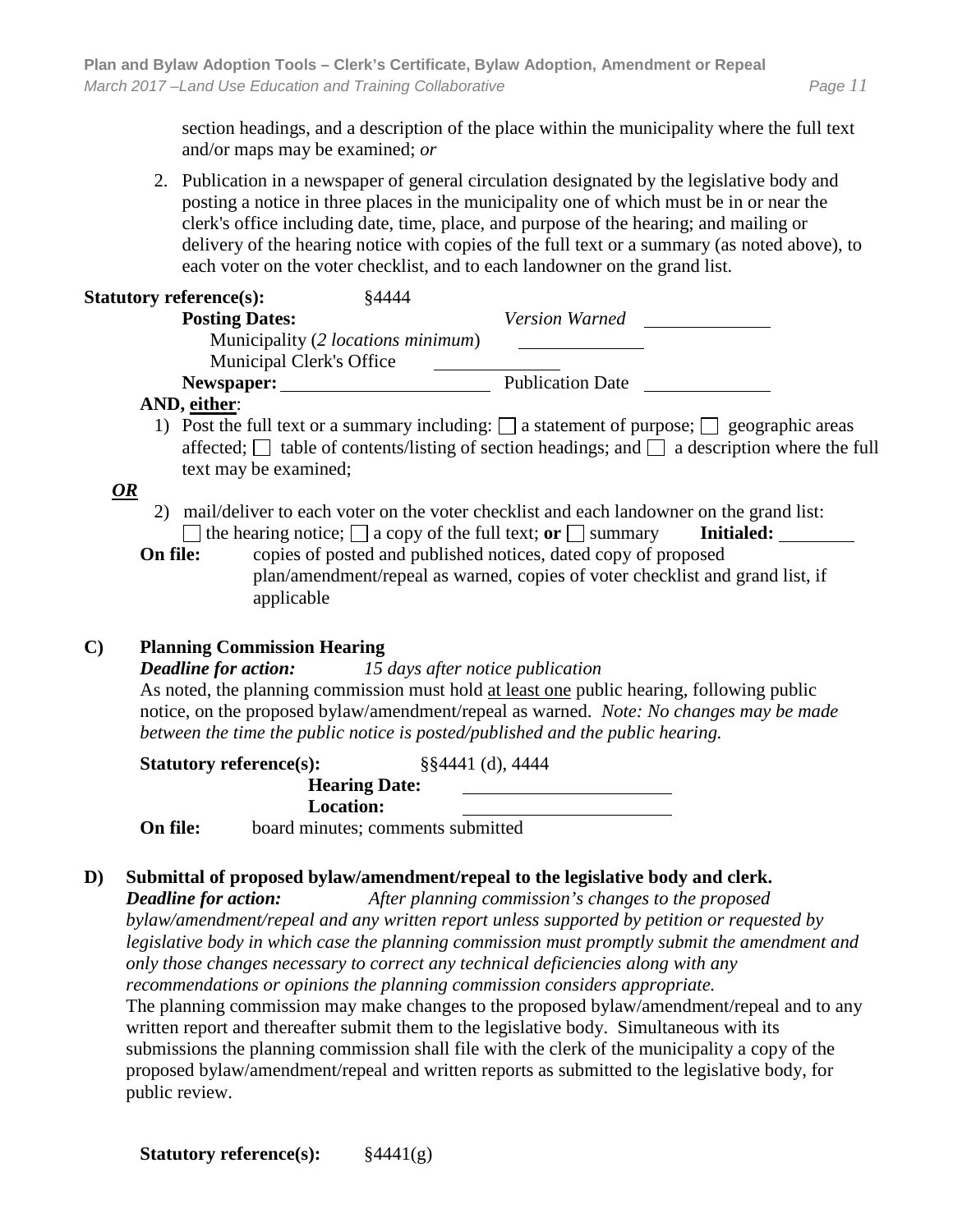section headings, and a description of the place within the municipality where the full text and/or maps may be examined; *or*

2. Publication in a newspaper of general circulation designated by the legislative body and posting a notice in three places in the municipality one of which must be in or near the clerk's office including date, time, place, and purpose of the hearing; and mailing or delivery of the hearing notice with copies of the full text or a summary (as noted above), to each voter on the voter checklist, and to each landowner on the grand list.

**Statutory reference(s):** §4444

**Posting Dates:** *Version Warned* ______________

Municipality (*2 locations minimum*) ______________

Municipal Clerk's Office ______________

**Newspaper:** ________________________ Publication Date ______________

**AND, either**:

1) Post the full text or a summary including: ☐ a statement of purpose; ☐ geographic areas affected; ☐ table of contents/listing of section headings; and ☐ a description where the full text may be examined;

***OR***

2) mail/deliver to each voter on the voter checklist and each landowner on the grand list: ☐ the hearing notice; ☐ a copy of the full text; **or** ☐ summary **Initialed:** ________

**On file:** copies of posted and published notices, dated copy of proposed plan/amendment/repeal as warned, copies of voter checklist and grand list, if applicable

**C) Planning Commission Hearing**

***Deadline for action:*** *15 days after notice publication*

As noted, the planning commission must hold at least one public hearing, following public notice, on the proposed bylaw/amendment/repeal as warned. *Note: No changes may be made between the time the public notice is posted/published and the public hearing.*

**Statutory reference(s):** §§4441 (d), 4444

**Hearing Date:** ______________________

**Location:** ______________________

**On file:** board minutes; comments submitted

**D) Submittal of proposed bylaw/amendment/repeal to the legislative body and clerk.**

***Deadline for action:*** *After planning commission's changes to the proposed bylaw/amendment/repeal and any written report unless supported by petition or requested by legislative body in which case the planning commission must promptly submit the amendment and only those changes necessary to correct any technical deficiencies along with any recommendations or opinions the planning commission considers appropriate.*

The planning commission may make changes to the proposed bylaw/amendment/repeal and to any written report and thereafter submit them to the legislative body. Simultaneous with its submissions the planning commission shall file with the clerk of the municipality a copy of the proposed bylaw/amendment/repeal and written reports as submitted to the legislative body, for public review.

**Statutory reference(s):** §4441(g)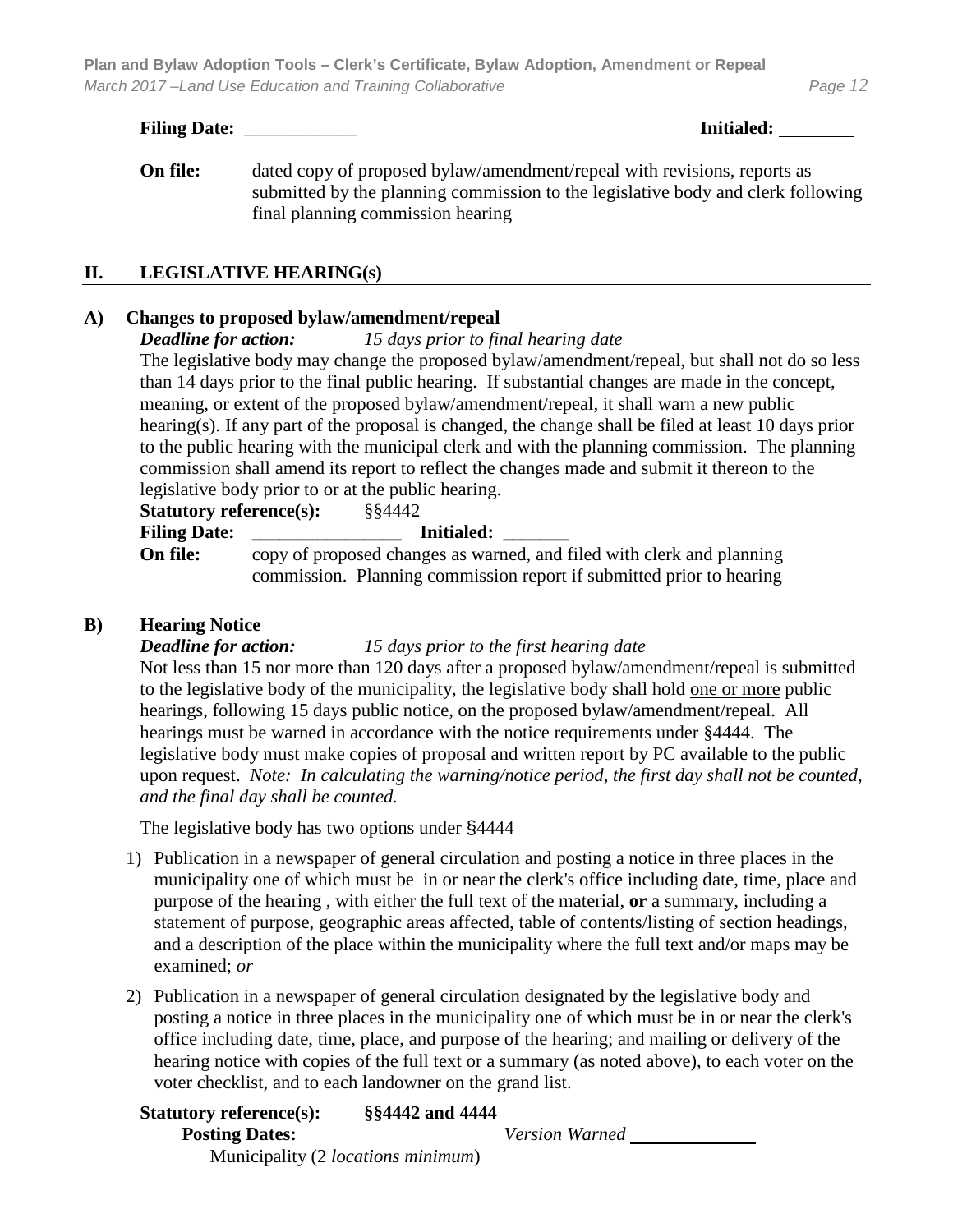**Filing Date:** ____________ **Initialed:** ________

**On file:** dated copy of proposed bylaw/amendment/repeal with revisions, reports as submitted by the planning commission to the legislative body and clerk following final planning commission hearing

## II. LEGISLATIVE HEARING(s)

### A) Changes to proposed bylaw/amendment/repeal

***Deadline for action:*** *15 days prior to final hearing date*

The legislative body may change the proposed bylaw/amendment/repeal, but shall not do so less than 14 days prior to the final public hearing. If substantial changes are made in the concept, meaning, or extent of the proposed bylaw/amendment/repeal, it shall warn a new public hearing(s). If any part of the proposal is changed, the change shall be filed at least 10 days prior to the public hearing with the municipal clerk and with the planning commission. The planning commission shall amend its report to reflect the changes made and submit it thereon to the legislative body prior to or at the public hearing.

**Statutory reference(s):** §§4442

**Filing Date:** ________________ **Initialed:** _______

**On file:** copy of proposed changes as warned, and filed with clerk and planning commission. Planning commission report if submitted prior to hearing

### B) Hearing Notice

***Deadline for action:*** *15 days prior to the first hearing date*

Not less than 15 nor more than 120 days after a proposed bylaw/amendment/repeal is submitted to the legislative body of the municipality, the legislative body shall hold one or more public hearings, following 15 days public notice, on the proposed bylaw/amendment/repeal. All hearings must be warned in accordance with the notice requirements under §4444. The legislative body must make copies of proposal and written report by PC available to the public upon request. *Note: In calculating the warning/notice period, the first day shall not be counted, and the final day shall be counted.*

The legislative body has two options under §4444

1) Publication in a newspaper of general circulation and posting a notice in three places in the municipality one of which must be in or near the clerk's office including date, time, place and purpose of the hearing , with either the full text of the material, **or** a summary, including a statement of purpose, geographic areas affected, table of contents/listing of section headings, and a description of the place within the municipality where the full text and/or maps may be examined; *or*
2) Publication in a newspaper of general circulation designated by the legislative body and posting a notice in three places in the municipality one of which must be in or near the clerk's office including date, time, place, and purpose of the hearing; and mailing or delivery of the hearing notice with copies of the full text or a summary (as noted above), to each voter on the voter checklist, and to each landowner on the grand list.

**Statutory reference(s):** **§§4442 and 4444**

**Posting Dates:** *Version Warned* ____________

Municipality (2 *locations minimum*) ____________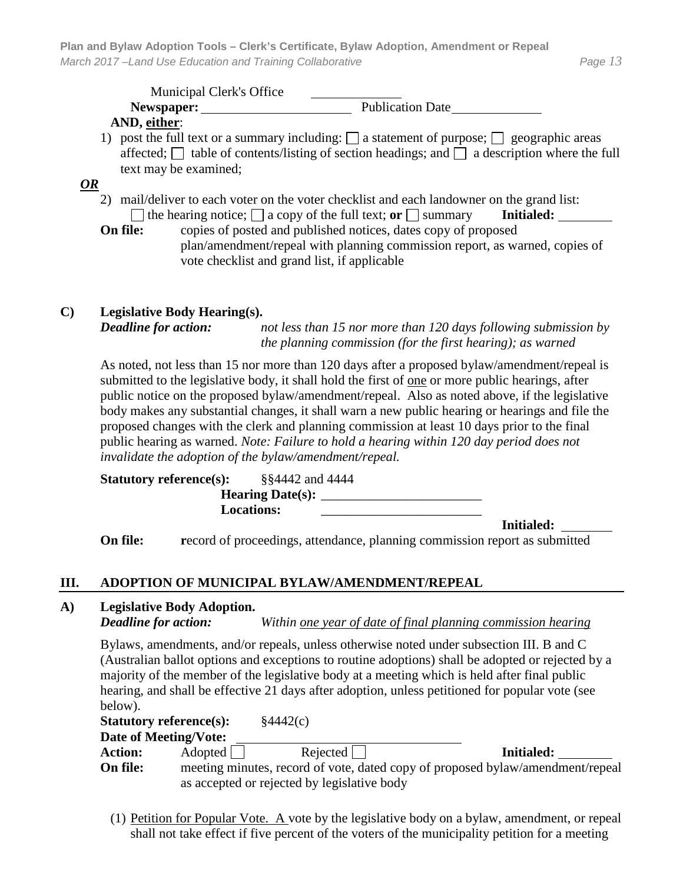Municipal Clerk's Office \_\_\_\_\_\_\_\_\_\_\_\_\_

**Newspaper:** \_\_\_\_\_\_\_\_\_\_\_\_\_\_\_\_\_\_\_\_\_\_\_ Publication Date \_\_\_\_\_\_\_\_\_\_\_\_\_\_

**AND, either**:

1) post the full text or a summary including: ☐ a statement of purpose; ☐ geographic areas affected; ☐ table of contents/listing of section headings; and ☐ a description where the full text may be examined;

***OR***

2) mail/deliver to each voter on the voter checklist and each landowner on the grand list: ☐ the hearing notice; ☐ a copy of the full text; **or** ☐ summary **Initialed:** \_\_\_\_\_\_\_\_

**On file:** copies of posted and published notices, dates copy of proposed plan/amendment/repeal with planning commission report, as warned, copies of vote checklist and grand list, if applicable

**C) Legislative Body Hearing(s).**

***Deadline for action:*** *not less than 15 nor more than 120 days following submission by the planning commission (for the first hearing); as warned*

As noted, not less than 15 nor more than 120 days after a proposed bylaw/amendment/repeal is submitted to the legislative body, it shall hold the first of one or more public hearings, after public notice on the proposed bylaw/amendment/repeal. Also as noted above, if the legislative body makes any substantial changes, it shall warn a new public hearing or hearings and file the proposed changes with the clerk and planning commission at least 10 days prior to the final public hearing as warned. *Note: Failure to hold a hearing within 120 day period does not invalidate the adoption of the bylaw/amendment/repeal.*

**Statutory reference(s):** §§4442 and 4444

**Hearing Date(s):** \_\_\_\_\_\_\_\_\_\_\_\_\_\_\_\_\_\_\_\_\_\_\_\_

**Locations:** \_\_\_\_\_\_\_\_\_\_\_\_\_\_\_\_\_\_\_\_\_\_\_\_

**Initialed:** \_\_\_\_\_\_\_\_

**On file:** **r**ecord of proceedings, attendance, planning commission report as submitted

## III. ADOPTION OF MUNICIPAL BYLAW/AMENDMENT/REPEAL

**A) Legislative Body Adoption.**

***Deadline for action:*** *Within one year of date of final planning commission hearing*

Bylaws, amendments, and/or repeals, unless otherwise noted under subsection III. B and C (Australian ballot options and exceptions to routine adoptions) shall be adopted or rejected by a majority of the member of the legislative body at a meeting which is held after final public hearing, and shall be effective 21 days after adoption, unless petitioned for popular vote (see below).

**Statutory reference(s):** §4442(c)

**Date of Meeting/Vote:** \_\_\_\_\_\_\_\_\_\_\_\_\_\_\_\_\_\_\_\_\_\_\_\_\_\_\_\_\_\_\_\_\_\_

**Action:** Adopted ☐ Rejected ☐ **Initialed:** \_\_\_\_\_\_\_\_

**On file:** meeting minutes, record of vote, dated copy of proposed bylaw/amendment/repeal as accepted or rejected by legislative body

(1) Petition for Popular Vote. A vote by the legislative body on a bylaw, amendment, or repeal shall not take effect if five percent of the voters of the municipality petition for a meeting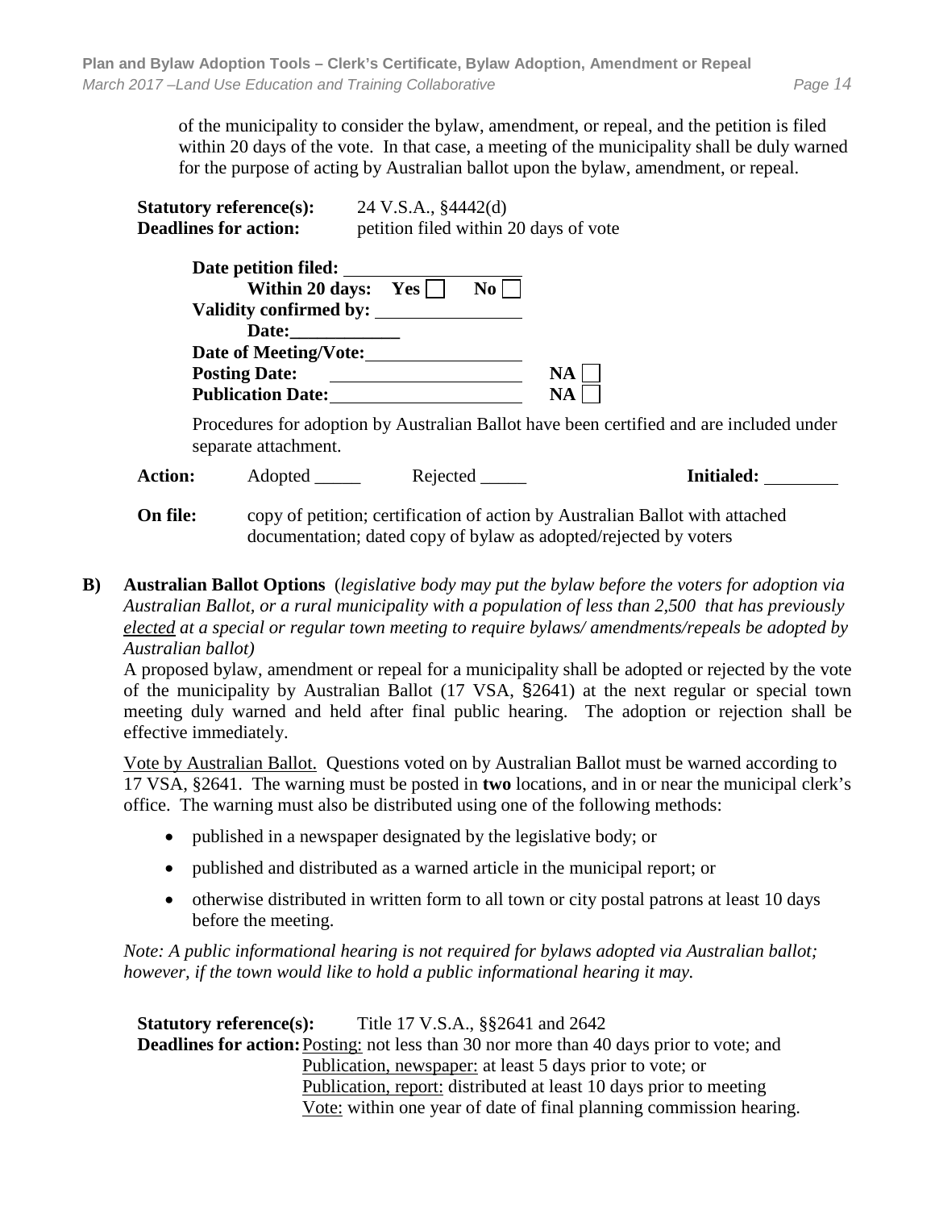of the municipality to consider the bylaw, amendment, or repeal, and the petition is filed within 20 days of the vote. In that case, a meeting of the municipality shall be duly warned for the purpose of acting by Australian ballot upon the bylaw, amendment, or repeal.

**Statutory reference(s):** 24 V.S.A., §4442(d)
**Deadlines for action:** petition filed within 20 days of vote

**Date petition filed:** ____________________
**Within 20 days:** **Yes** ☐ **No** ☐
**Validity confirmed by:** ____________________
**Date:** ____________
**Date of Meeting/Vote:** ____________________
**Posting Date:** ____________________ **NA** ☐
**Publication Date:** ____________________ **NA** ☐

Procedures for adoption by Australian Ballot have been certified and are included under separate attachment.

**Action:** Adopted _____ Rejected _____ **Initialed:** ________

**On file:** copy of petition; certification of action by Australian Ballot with attached documentation; dated copy of bylaw as adopted/rejected by voters

**B) Australian Ballot Options** (*legislative body may put the bylaw before the voters for adoption via Australian Ballot, or a rural municipality with a population of less than 2,500 that has previously elected at a special or regular town meeting to require bylaws/ amendments/repeals be adopted by Australian ballot)*

A proposed bylaw, amendment or repeal for a municipality shall be adopted or rejected by the vote of the municipality by Australian Ballot (17 VSA, §2641) at the next regular or special town meeting duly warned and held after final public hearing. The adoption or rejection shall be effective immediately.

Vote by Australian Ballot. Questions voted on by Australian Ballot must be warned according to 17 VSA, §2641. The warning must be posted in **two** locations, and in or near the municipal clerk's office. The warning must also be distributed using one of the following methods:

- published in a newspaper designated by the legislative body; or
- published and distributed as a warned article in the municipal report; or
- otherwise distributed in written form to all town or city postal patrons at least 10 days before the meeting.

*Note: A public informational hearing is not required for bylaws adopted via Australian ballot; however, if the town would like to hold a public informational hearing it may.*

**Statutory reference(s):** Title 17 V.S.A., §§2641 and 2642
**Deadlines for action:** Posting: not less than 30 nor more than 40 days prior to vote; and
Publication, newspaper: at least 5 days prior to vote; or
Publication, report: distributed at least 10 days prior to meeting
Vote: within one year of date of final planning commission hearing.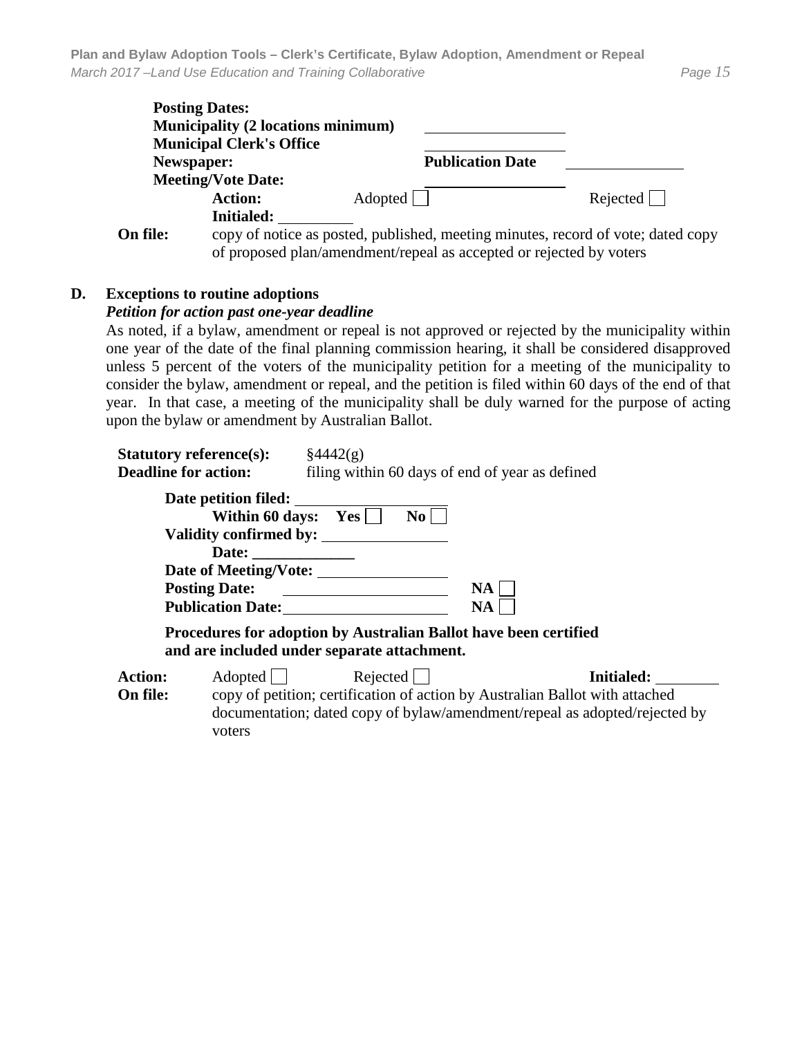**Posting Dates:**

**Municipality (2 locations minimum)** ______________

**Municipal Clerk's Office** ______________

**Newspaper:** **Publication Date** ______________

**Meeting/Vote Date:** ______________

**Action:** Adopted ☐ Rejected ☐

**Initialed:** __________

**On file:** copy of notice as posted, published, meeting minutes, record of vote; dated copy of proposed plan/amendment/repeal as accepted or rejected by voters

## D. Exceptions to routine adoptions

***Petition for action past one-year deadline***

As noted, if a bylaw, amendment or repeal is not approved or rejected by the municipality within one year of the date of the final planning commission hearing, it shall be considered disapproved unless 5 percent of the voters of the municipality petition for a meeting of the municipality to consider the bylaw, amendment or repeal, and the petition is filed within 60 days of the end of that year. In that case, a meeting of the municipality shall be duly warned for the purpose of acting upon the bylaw or amendment by Australian Ballot.

**Statutory reference(s):** §4442(g)

**Deadline for action:** filing within 60 days of end of year as defined

**Date petition filed:** ______________

**Within 60 days: Yes** ☐ **No** ☐

**Validity confirmed by:** ______________

**Date:** ______________

**Date of Meeting/Vote:** ______________

**Posting Date:** ______________ **NA** ☐

**Publication Date:** ______________ **NA** ☐

**Procedures for adoption by Australian Ballot have been certified and are included under separate attachment.**

**Action:** Adopted ☐ Rejected ☐ **Initialed:** __________

**On file:** copy of petition; certification of action by Australian Ballot with attached documentation; dated copy of bylaw/amendment/repeal as adopted/rejected by voters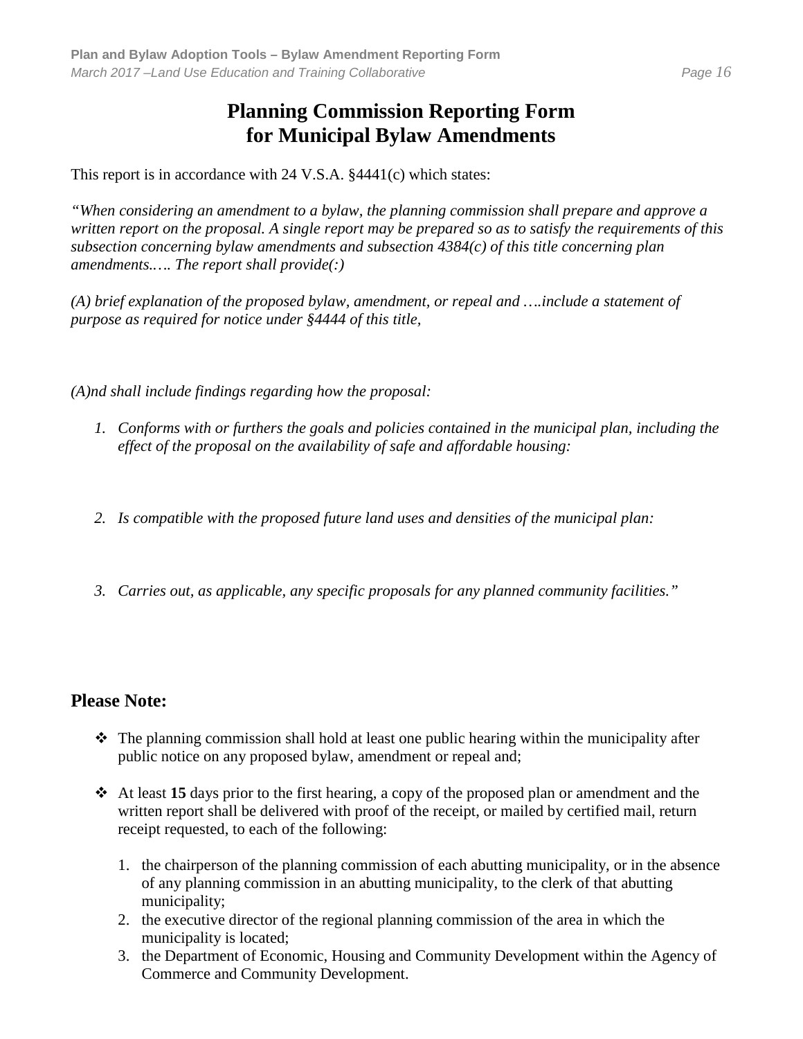# Planning Commission Reporting Form for Municipal Bylaw Amendments

This report is in accordance with 24 V.S.A. §4441(c) which states:

*"When considering an amendment to a bylaw, the planning commission shall prepare and approve a written report on the proposal. A single report may be prepared so as to satisfy the requirements of this subsection concerning bylaw amendments and subsection 4384(c) of this title concerning plan amendments.…. The report shall provide(:)*

*(A) brief explanation of the proposed bylaw, amendment, or repeal and ….include a statement of purpose as required for notice under §4444 of this title,*

*(A)nd shall include findings regarding how the proposal:*

1. *Conforms with or furthers the goals and policies contained in the municipal plan, including the effect of the proposal on the availability of safe and affordable housing:*

2. *Is compatible with the proposed future land uses and densities of the municipal plan:*

3. *Carries out, as applicable, any specific proposals for any planned community facilities."*

## Please Note:

- The planning commission shall hold at least one public hearing within the municipality after public notice on any proposed bylaw, amendment or repeal and;
- At least **15** days prior to the first hearing, a copy of the proposed plan or amendment and the written report shall be delivered with proof of the receipt, or mailed by certified mail, return receipt requested, to each of the following:
  1. the chairperson of the planning commission of each abutting municipality, or in the absence of any planning commission in an abutting municipality, to the clerk of that abutting municipality;
  2. the executive director of the regional planning commission of the area in which the municipality is located;
  3. the Department of Economic, Housing and Community Development within the Agency of Commerce and Community Development.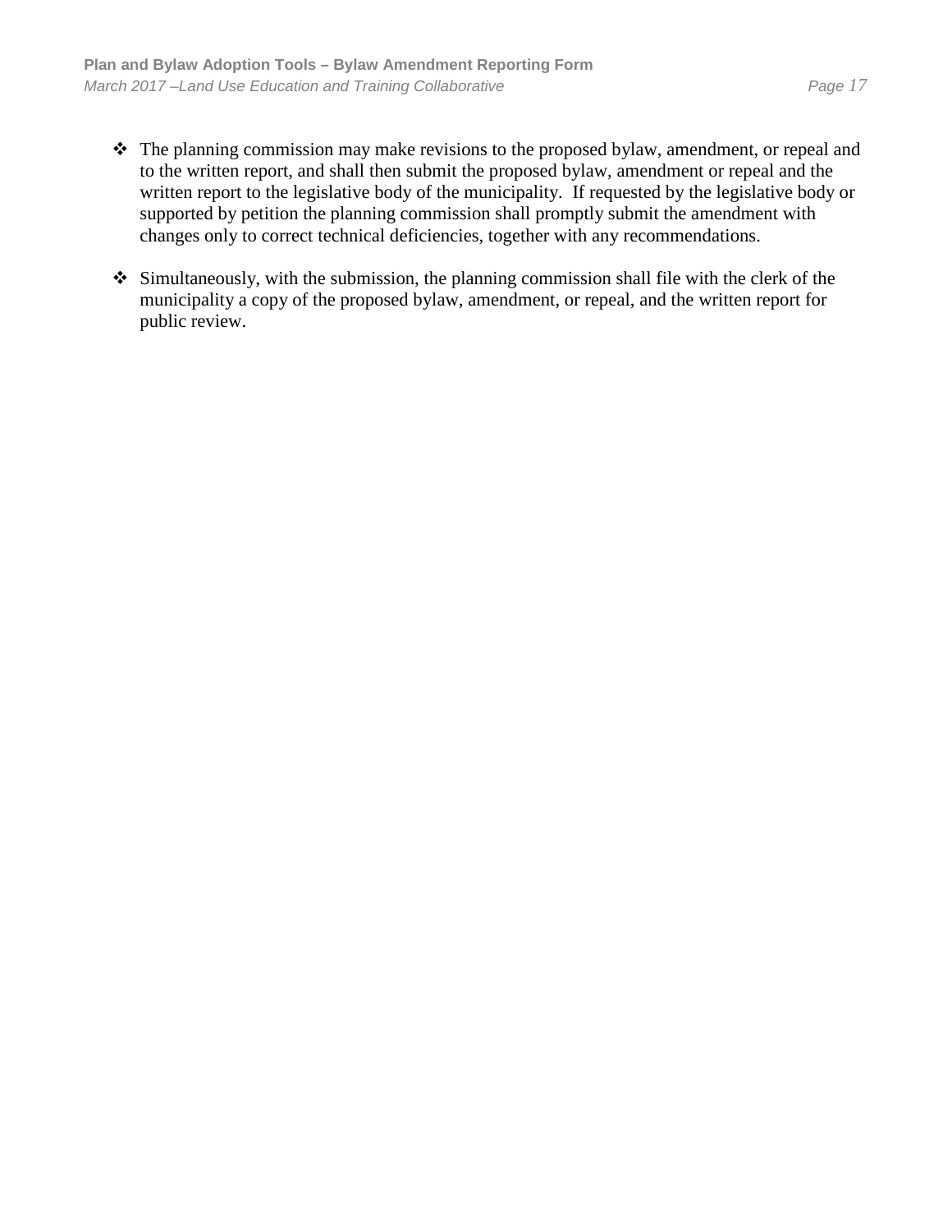- The planning commission may make revisions to the proposed bylaw, amendment, or repeal and to the written report, and shall then submit the proposed bylaw, amendment or repeal and the written report to the legislative body of the municipality. If requested by the legislative body or supported by petition the planning commission shall promptly submit the amendment with changes only to correct technical deficiencies, together with any recommendations.

- Simultaneously, with the submission, the planning commission shall file with the clerk of the municipality a copy of the proposed bylaw, amendment, or repeal, and the written report for public review.